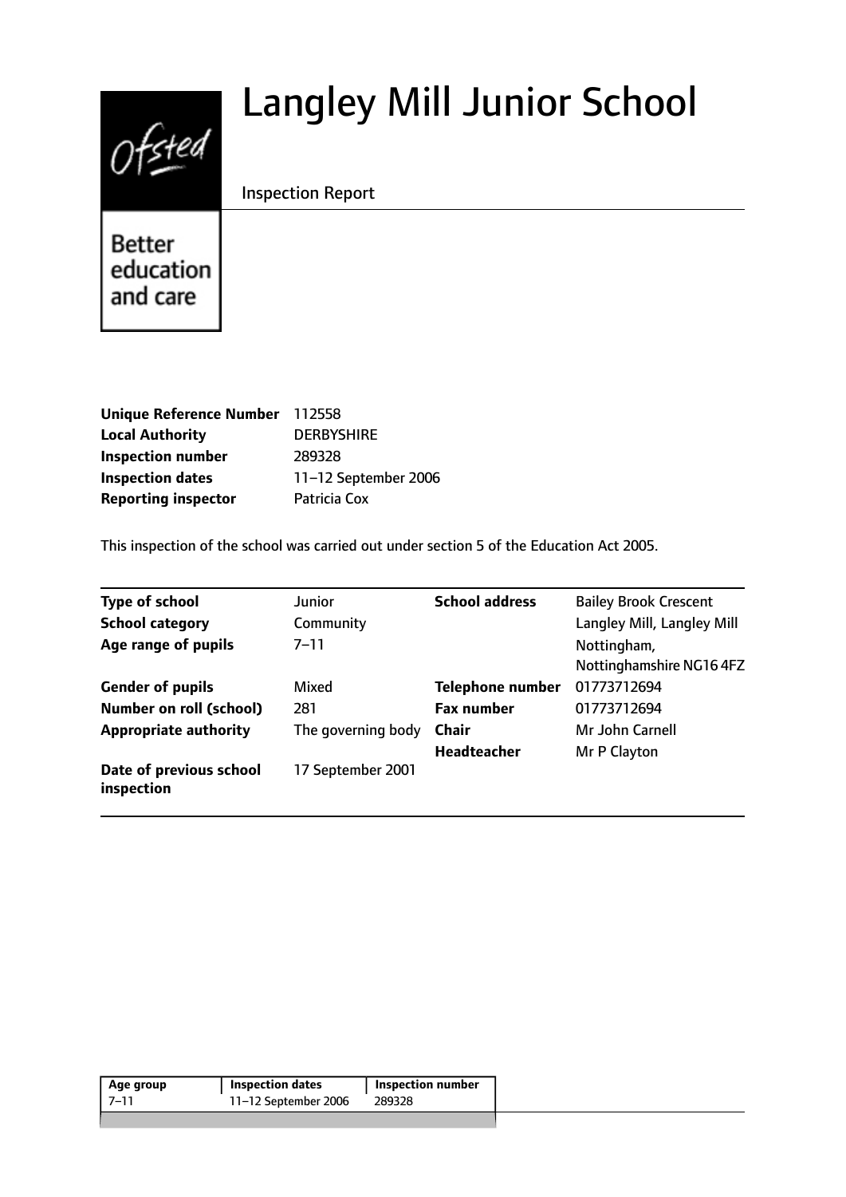# Langley Mill Junior School

Inspection Report

Better education and care

| | |
|---|---|
| **Unique Reference Number** | 112558 |
| **Local Authority** | DERBYSHIRE |
| **Inspection number** | 289328 |
| **Inspection dates** | 11–12 September 2006 |
| **Reporting inspector** | Patricia Cox |

This inspection of the school was carried out under section 5 of the Education Act 2005.

| | | | |
|---|---|---|---|
| **Type of school** | Junior | **School address** | Bailey Brook Crescent |
| **School category** | Community | | Langley Mill, Langley Mill |
| **Age range of pupils** | 7–11 | | Nottingham, Nottinghamshire NG16 4FZ |
| **Gender of pupils** | Mixed | **Telephone number** | 01773712694 |
| **Number on roll (school)** | 281 | **Fax number** | 01773712694 |
| **Appropriate authority** | The governing body | **Chair** | Mr John Carnell |
| | | **Headteacher** | Mr P Clayton |
| **Date of previous school inspection** | 17 September 2001 | | |

| Age group | Inspection dates | Inspection number |
|---|---|---|
| 7–11 | 11–12 September 2006 | 289328 |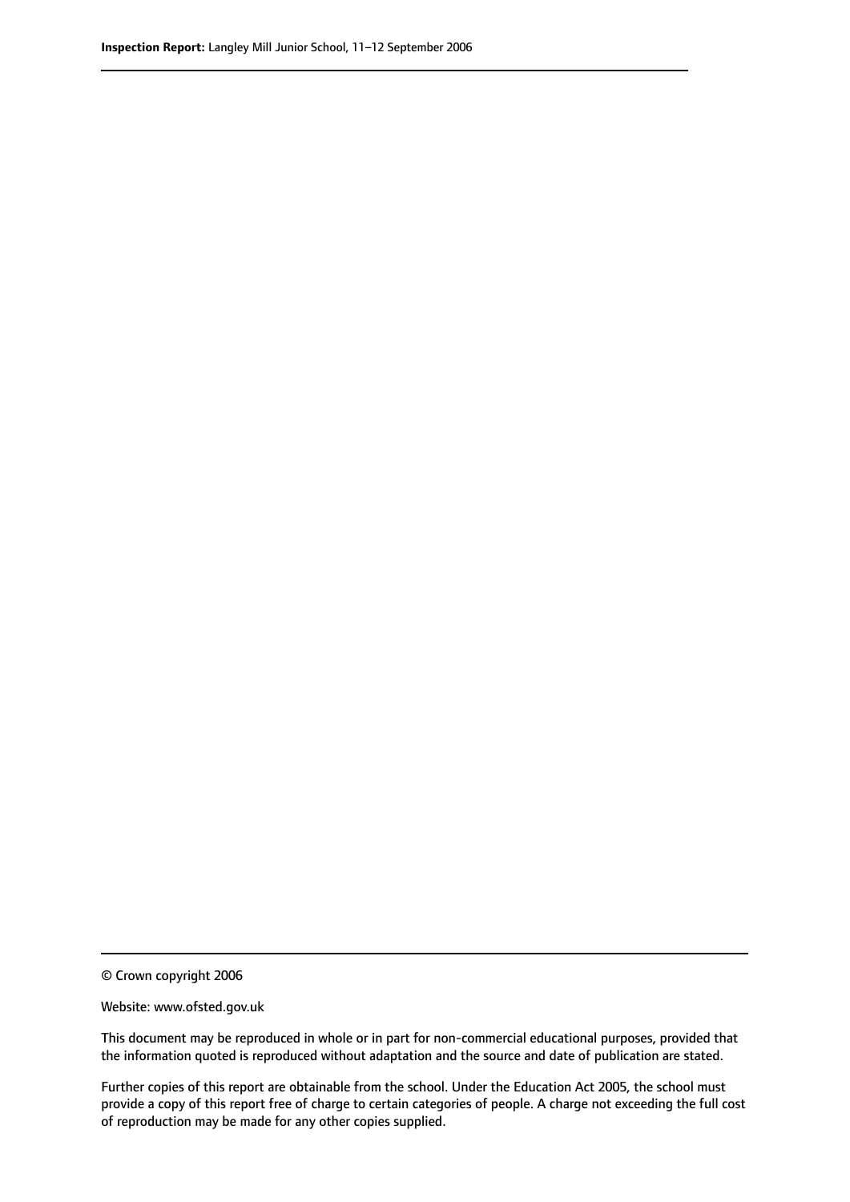© Crown copyright 2006

Website: www.ofsted.gov.uk

This document may be reproduced in whole or in part for non-commercial educational purposes, provided that the information quoted is reproduced without adaptation and the source and date of publication are stated.

Further copies of this report are obtainable from the school. Under the Education Act 2005, the school must provide a copy of this report free of charge to certain categories of people. A charge not exceeding the full cost of reproduction may be made for any other copies supplied.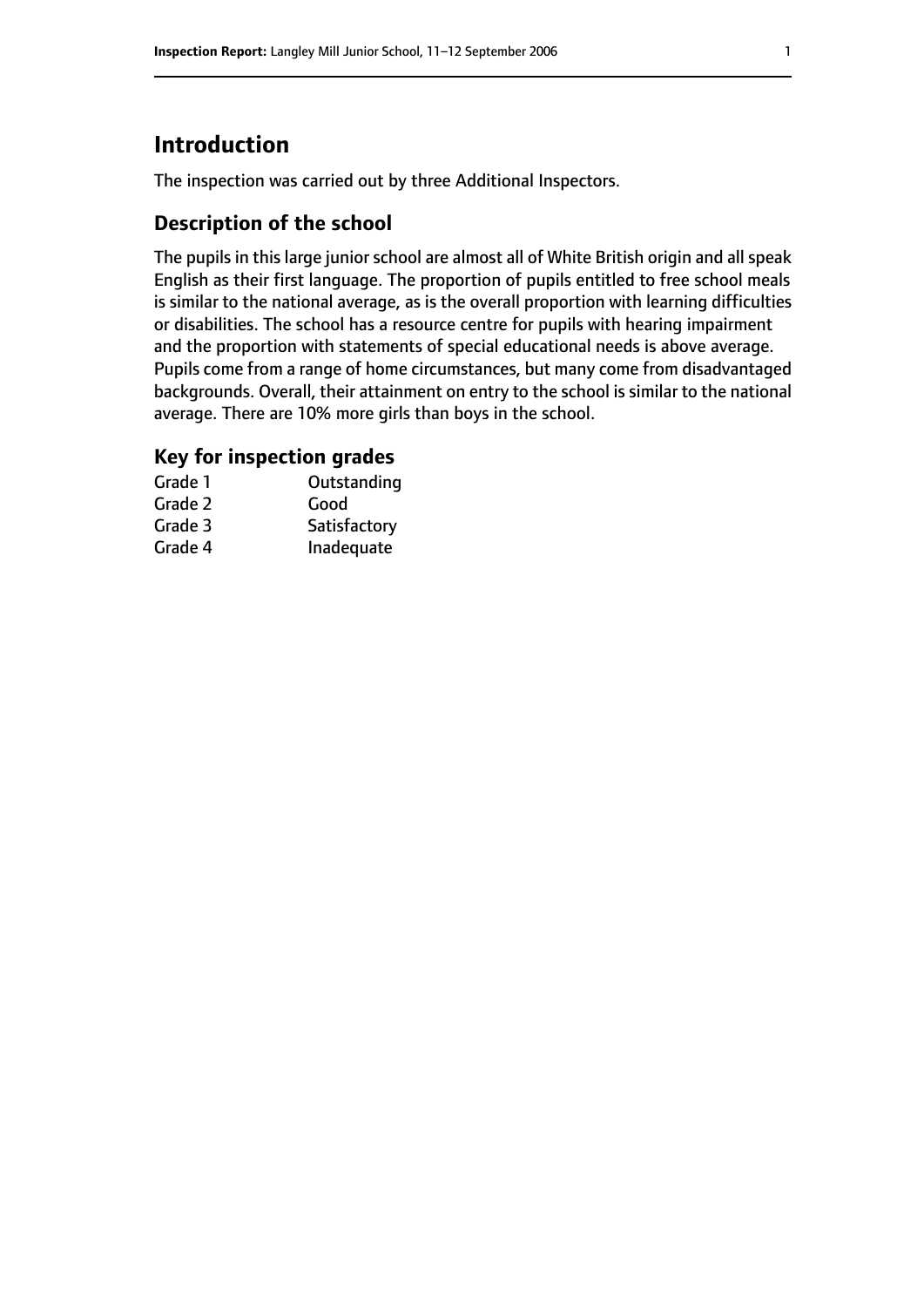# Introduction

The inspection was carried out by three Additional Inspectors.

## Description of the school

The pupils in this large junior school are almost all of White British origin and all speak English as their first language. The proportion of pupils entitled to free school meals is similar to the national average, as is the overall proportion with learning difficulties or disabilities. The school has a resource centre for pupils with hearing impairment and the proportion with statements of special educational needs is above average. Pupils come from a range of home circumstances, but many come from disadvantaged backgrounds. Overall, their attainment on entry to the school is similar to the national average. There are 10% more girls than boys in the school.

## Key for inspection grades

| | |
|---|---|
| Grade 1 | Outstanding |
| Grade 2 | Good |
| Grade 3 | Satisfactory |
| Grade 4 | Inadequate |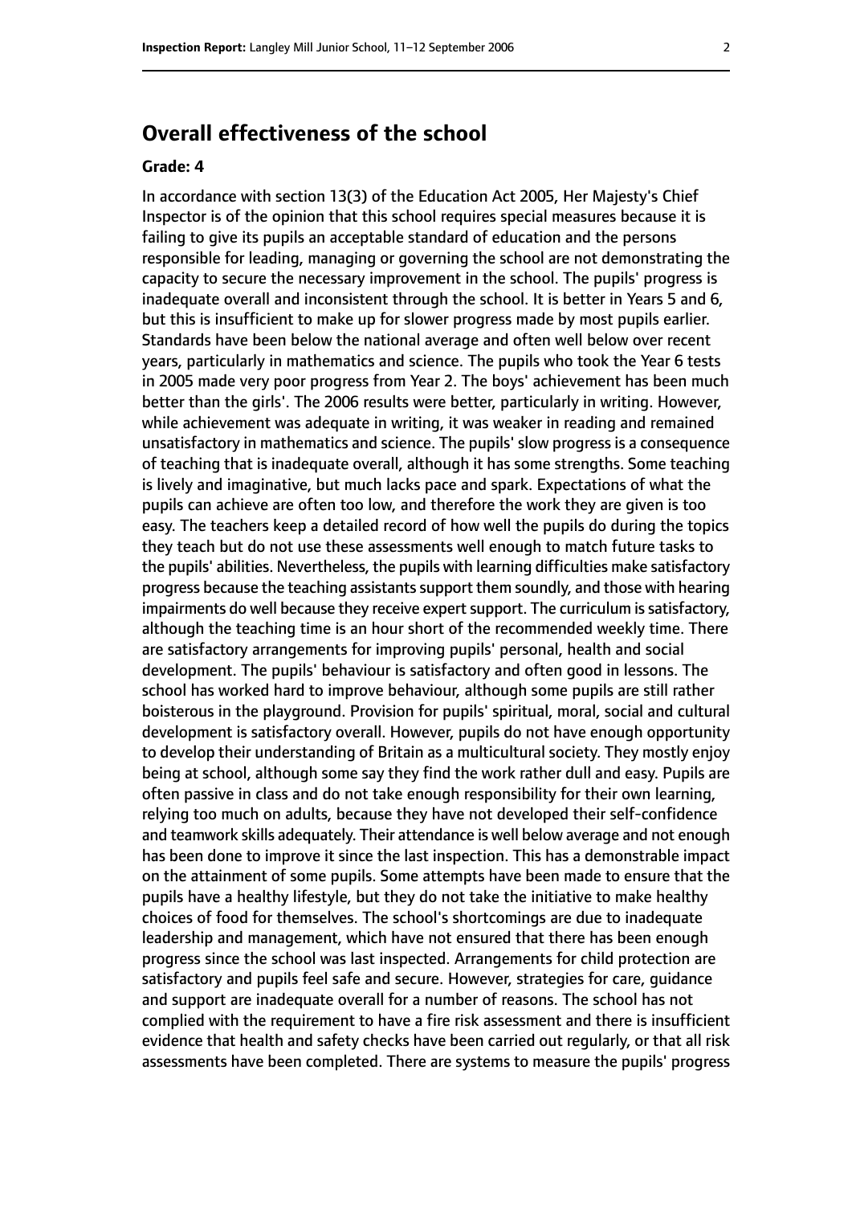## Overall effectiveness of the school

### Grade: 4

In accordance with section 13(3) of the Education Act 2005, Her Majesty's Chief Inspector is of the opinion that this school requires special measures because it is failing to give its pupils an acceptable standard of education and the persons responsible for leading, managing or governing the school are not demonstrating the capacity to secure the necessary improvement in the school. The pupils' progress is inadequate overall and inconsistent through the school. It is better in Years 5 and 6, but this is insufficient to make up for slower progress made by most pupils earlier. Standards have been below the national average and often well below over recent years, particularly in mathematics and science. The pupils who took the Year 6 tests in 2005 made very poor progress from Year 2. The boys' achievement has been much better than the girls'. The 2006 results were better, particularly in writing. However, while achievement was adequate in writing, it was weaker in reading and remained unsatisfactory in mathematics and science. The pupils' slow progress is a consequence of teaching that is inadequate overall, although it has some strengths. Some teaching is lively and imaginative, but much lacks pace and spark. Expectations of what the pupils can achieve are often too low, and therefore the work they are given is too easy. The teachers keep a detailed record of how well the pupils do during the topics they teach but do not use these assessments well enough to match future tasks to the pupils' abilities. Nevertheless, the pupils with learning difficulties make satisfactory progress because the teaching assistants support them soundly, and those with hearing impairments do well because they receive expert support. The curriculum is satisfactory, although the teaching time is an hour short of the recommended weekly time. There are satisfactory arrangements for improving pupils' personal, health and social development. The pupils' behaviour is satisfactory and often good in lessons. The school has worked hard to improve behaviour, although some pupils are still rather boisterous in the playground. Provision for pupils' spiritual, moral, social and cultural development is satisfactory overall. However, pupils do not have enough opportunity to develop their understanding of Britain as a multicultural society. They mostly enjoy being at school, although some say they find the work rather dull and easy. Pupils are often passive in class and do not take enough responsibility for their own learning, relying too much on adults, because they have not developed their self-confidence and teamwork skills adequately. Their attendance is well below average and not enough has been done to improve it since the last inspection. This has a demonstrable impact on the attainment of some pupils. Some attempts have been made to ensure that the pupils have a healthy lifestyle, but they do not take the initiative to make healthy choices of food for themselves. The school's shortcomings are due to inadequate leadership and management, which have not ensured that there has been enough progress since the school was last inspected. Arrangements for child protection are satisfactory and pupils feel safe and secure. However, strategies for care, guidance and support are inadequate overall for a number of reasons. The school has not complied with the requirement to have a fire risk assessment and there is insufficient evidence that health and safety checks have been carried out regularly, or that all risk assessments have been completed. There are systems to measure the pupils' progress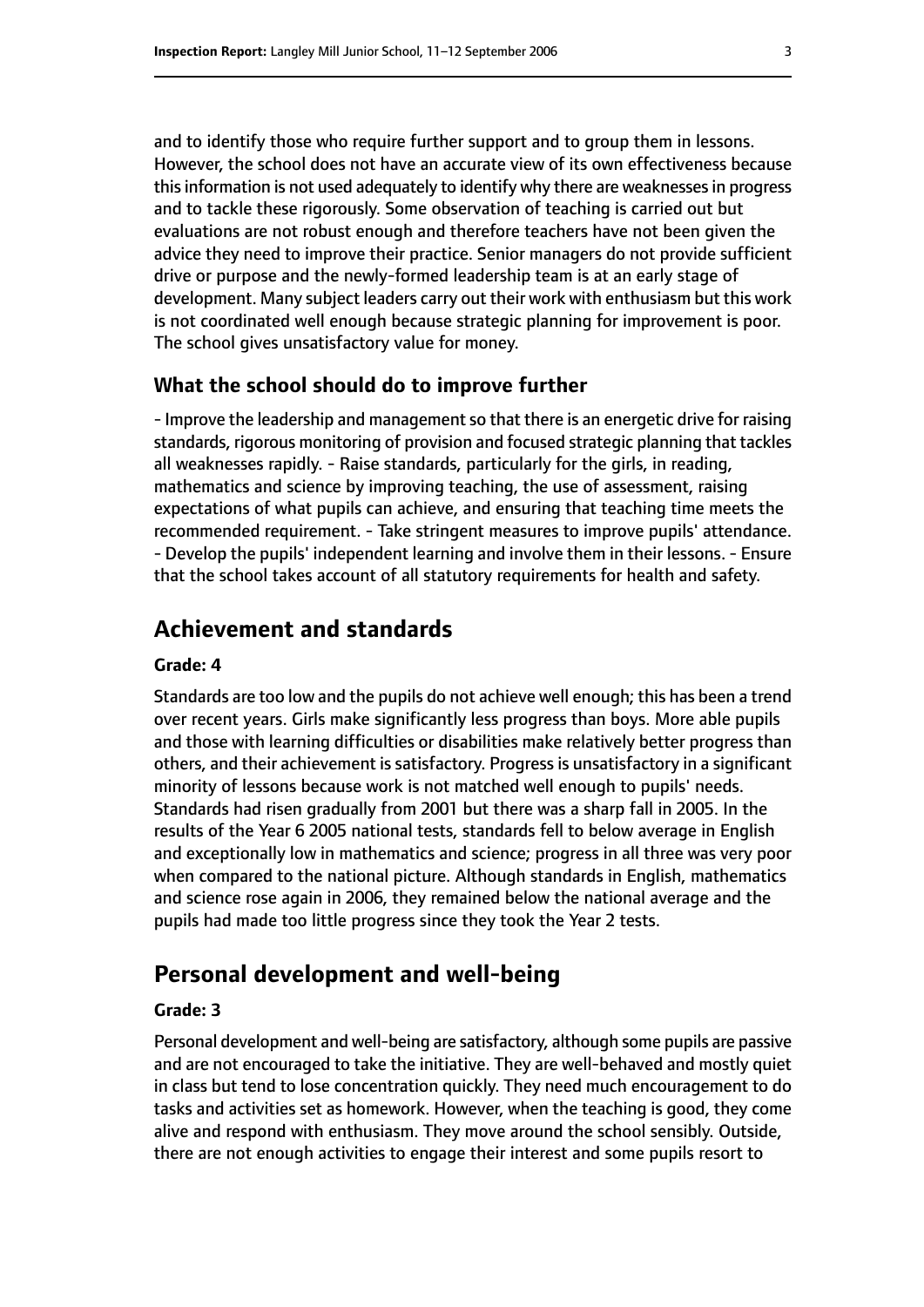and to identify those who require further support and to group them in lessons. However, the school does not have an accurate view of its own effectiveness because this information is not used adequately to identify why there are weaknesses in progress and to tackle these rigorously. Some observation of teaching is carried out but evaluations are not robust enough and therefore teachers have not been given the advice they need to improve their practice. Senior managers do not provide sufficient drive or purpose and the newly-formed leadership team is at an early stage of development. Many subject leaders carry out their work with enthusiasm but this work is not coordinated well enough because strategic planning for improvement is poor. The school gives unsatisfactory value for money.

### What the school should do to improve further

- Improve the leadership and management so that there is an energetic drive for raising standards, rigorous monitoring of provision and focused strategic planning that tackles all weaknesses rapidly. - Raise standards, particularly for the girls, in reading, mathematics and science by improving teaching, the use of assessment, raising expectations of what pupils can achieve, and ensuring that teaching time meets the recommended requirement. - Take stringent measures to improve pupils' attendance. - Develop the pupils' independent learning and involve them in their lessons. - Ensure that the school takes account of all statutory requirements for health and safety.

## Achievement and standards

#### Grade: 4

Standards are too low and the pupils do not achieve well enough; this has been a trend over recent years. Girls make significantly less progress than boys. More able pupils and those with learning difficulties or disabilities make relatively better progress than others, and their achievement is satisfactory. Progress is unsatisfactory in a significant minority of lessons because work is not matched well enough to pupils' needs. Standards had risen gradually from 2001 but there was a sharp fall in 2005. In the results of the Year 6 2005 national tests, standards fell to below average in English and exceptionally low in mathematics and science; progress in all three was very poor when compared to the national picture. Although standards in English, mathematics and science rose again in 2006, they remained below the national average and the pupils had made too little progress since they took the Year 2 tests.

## Personal development and well-being

#### Grade: 3

Personal development and well-being are satisfactory, although some pupils are passive and are not encouraged to take the initiative. They are well-behaved and mostly quiet in class but tend to lose concentration quickly. They need much encouragement to do tasks and activities set as homework. However, when the teaching is good, they come alive and respond with enthusiasm. They move around the school sensibly. Outside, there are not enough activities to engage their interest and some pupils resort to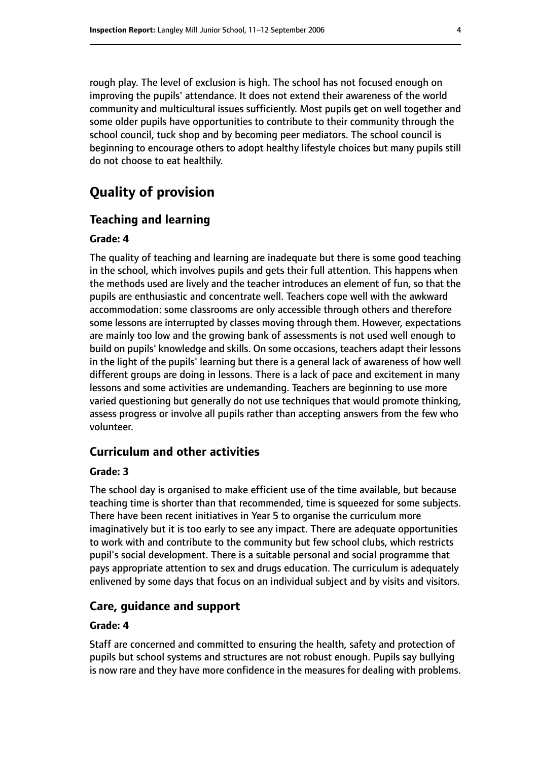rough play. The level of exclusion is high. The school has not focused enough on improving the pupils' attendance. It does not extend their awareness of the world community and multicultural issues sufficiently. Most pupils get on well together and some older pupils have opportunities to contribute to their community through the school council, tuck shop and by becoming peer mediators. The school council is beginning to encourage others to adopt healthy lifestyle choices but many pupils still do not choose to eat healthily.

# Quality of provision

## Teaching and learning

#### Grade: 4

The quality of teaching and learning are inadequate but there is some good teaching in the school, which involves pupils and gets their full attention. This happens when the methods used are lively and the teacher introduces an element of fun, so that the pupils are enthusiastic and concentrate well. Teachers cope well with the awkward accommodation: some classrooms are only accessible through others and therefore some lessons are interrupted by classes moving through them. However, expectations are mainly too low and the growing bank of assessments is not used well enough to build on pupils' knowledge and skills. On some occasions, teachers adapt their lessons in the light of the pupils' learning but there is a general lack of awareness of how well different groups are doing in lessons. There is a lack of pace and excitement in many lessons and some activities are undemanding. Teachers are beginning to use more varied questioning but generally do not use techniques that would promote thinking, assess progress or involve all pupils rather than accepting answers from the few who volunteer.

## Curriculum and other activities

#### Grade: 3

The school day is organised to make efficient use of the time available, but because teaching time is shorter than that recommended, time is squeezed for some subjects. There have been recent initiatives in Year 5 to organise the curriculum more imaginatively but it is too early to see any impact. There are adequate opportunities to work with and contribute to the community but few school clubs, which restricts pupil's social development. There is a suitable personal and social programme that pays appropriate attention to sex and drugs education. The curriculum is adequately enlivened by some days that focus on an individual subject and by visits and visitors.

## Care, guidance and support

#### Grade: 4

Staff are concerned and committed to ensuring the health, safety and protection of pupils but school systems and structures are not robust enough. Pupils say bullying is now rare and they have more confidence in the measures for dealing with problems.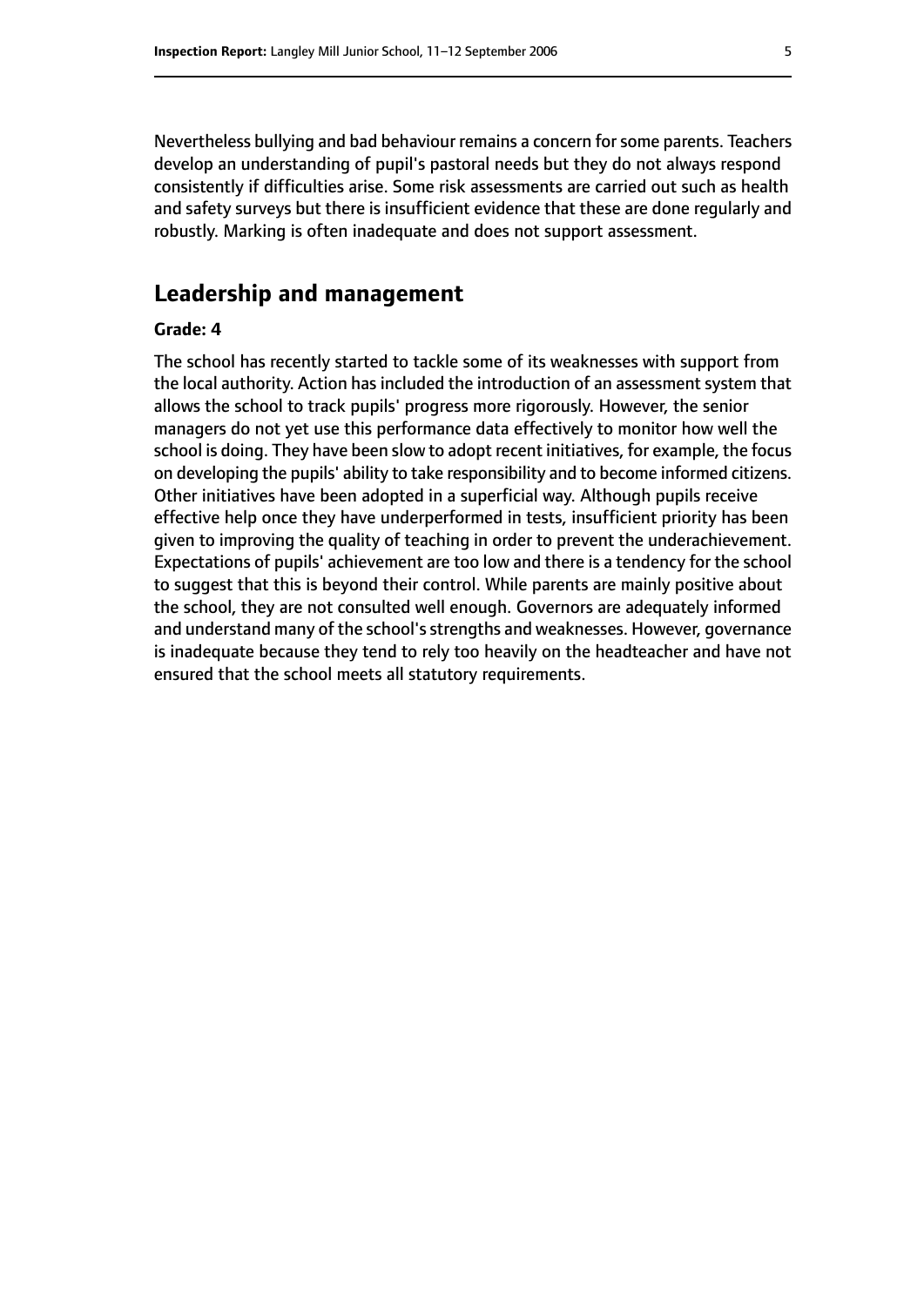Nevertheless bullying and bad behaviour remains a concern for some parents. Teachers develop an understanding of pupil's pastoral needs but they do not always respond consistently if difficulties arise. Some risk assessments are carried out such as health and safety surveys but there is insufficient evidence that these are done regularly and robustly. Marking is often inadequate and does not support assessment.

## Leadership and management

**Grade: 4**

The school has recently started to tackle some of its weaknesses with support from the local authority. Action has included the introduction of an assessment system that allows the school to track pupils' progress more rigorously. However, the senior managers do not yet use this performance data effectively to monitor how well the school is doing. They have been slow to adopt recent initiatives, for example, the focus on developing the pupils' ability to take responsibility and to become informed citizens. Other initiatives have been adopted in a superficial way. Although pupils receive effective help once they have underperformed in tests, insufficient priority has been given to improving the quality of teaching in order to prevent the underachievement. Expectations of pupils' achievement are too low and there is a tendency for the school to suggest that this is beyond their control. While parents are mainly positive about the school, they are not consulted well enough. Governors are adequately informed and understand many of the school's strengths and weaknesses. However, governance is inadequate because they tend to rely too heavily on the headteacher and have not ensured that the school meets all statutory requirements.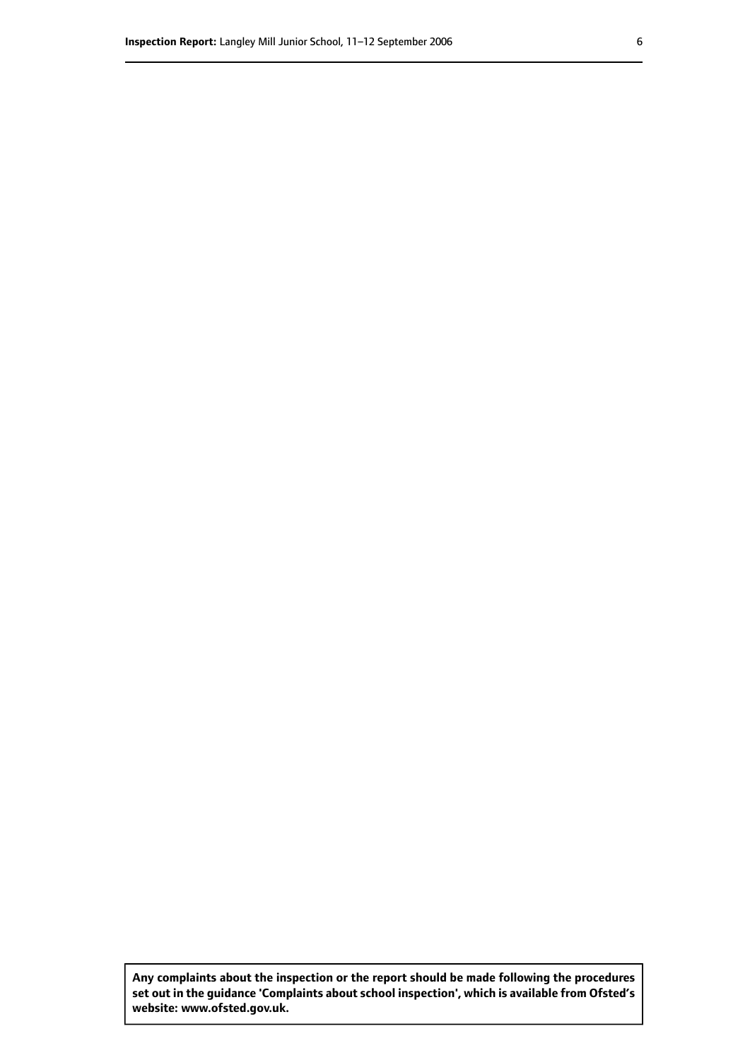**Any complaints about the inspection or the report should be made following the procedures set out in the guidance 'Complaints about school inspection', which is available from Ofsted's website: www.ofsted.gov.uk.**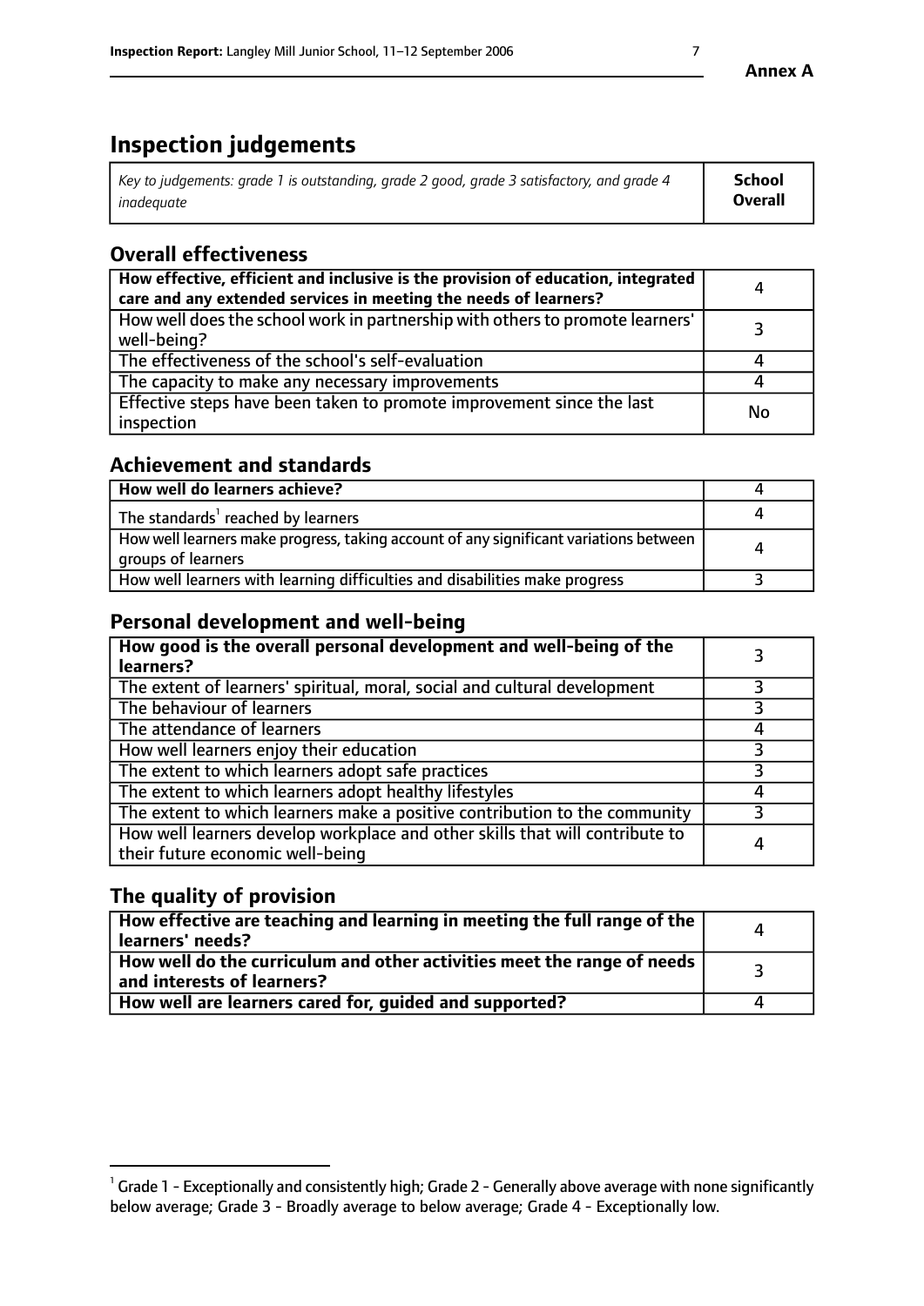# Inspection judgements

| *Key to judgements: grade 1 is outstanding, grade 2 good, grade 3 satisfactory, and grade 4 inadequate* | **School Overall** |
|---|---|

## Overall effectiveness

| | |
|---|---|
| **How effective, efficient and inclusive is the provision of education, integrated care and any extended services in meeting the needs of learners?** | 4 |
| How well does the school work in partnership with others to promote learners' well-being? | 3 |
| The effectiveness of the school's self-evaluation | 4 |
| The capacity to make any necessary improvements | 4 |
| Effective steps have been taken to promote improvement since the last inspection | No |

## Achievement and standards

| | |
|---|---|
| **How well do learners achieve?** | 4 |
| The standards[1] reached by learners | 4 |
| How well learners make progress, taking account of any significant variations between groups of learners | 4 |
| How well learners with learning difficulties and disabilities make progress | 3 |

## Personal development and well-being

| | |
|---|---|
| **How good is the overall personal development and well-being of the learners?** | 3 |
| The extent of learners' spiritual, moral, social and cultural development | 3 |
| The behaviour of learners | 3 |
| The attendance of learners | 4 |
| How well learners enjoy their education | 3 |
| The extent to which learners adopt safe practices | 3 |
| The extent to which learners adopt healthy lifestyles | 4 |
| The extent to which learners make a positive contribution to the community | 3 |
| How well learners develop workplace and other skills that will contribute to their future economic well-being | 4 |

## The quality of provision

| | |
|---|---|
| **How effective are teaching and learning in meeting the full range of the learners' needs?** | 4 |
| **How well do the curriculum and other activities meet the range of needs and interests of learners?** | 3 |
| **How well are learners cared for, guided and supported?** | 4 |

[1] Grade 1 - Exceptionally and consistently high; Grade 2 - Generally above average with none significantly below average; Grade 3 - Broadly average to below average; Grade 4 - Exceptionally low.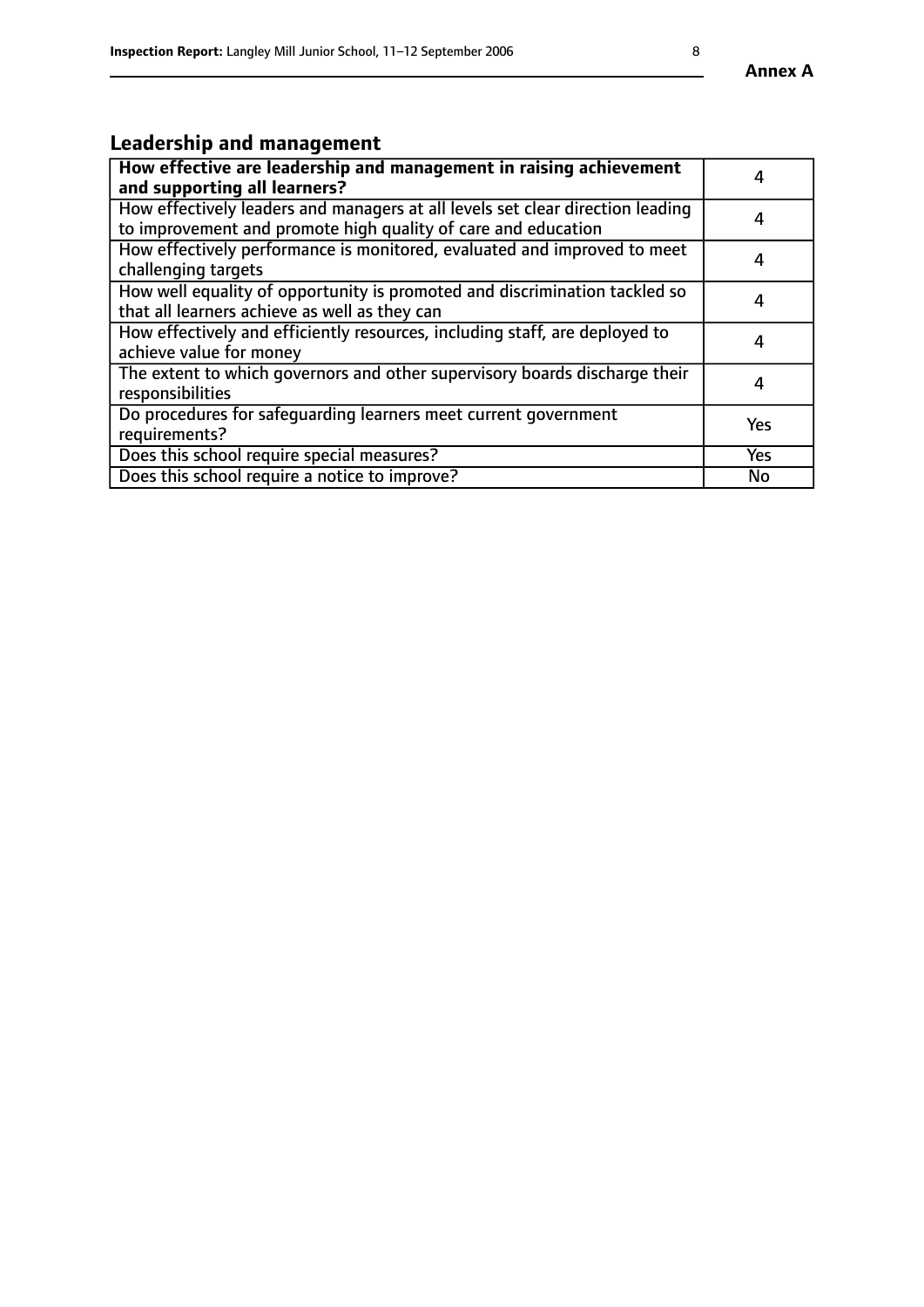## Leadership and management

| How effective are leadership and management in raising achievement and supporting all learners? | 4 |
|---|---|
| How effectively leaders and managers at all levels set clear direction leading to improvement and promote high quality of care and education | 4 |
| How effectively performance is monitored, evaluated and improved to meet challenging targets | 4 |
| How well equality of opportunity is promoted and discrimination tackled so that all learners achieve as well as they can | 4 |
| How effectively and efficiently resources, including staff, are deployed to achieve value for money | 4 |
| The extent to which governors and other supervisory boards discharge their responsibilities | 4 |
| Do procedures for safeguarding learners meet current government requirements? | Yes |
| Does this school require special measures? | Yes |
| Does this school require a notice to improve? | No |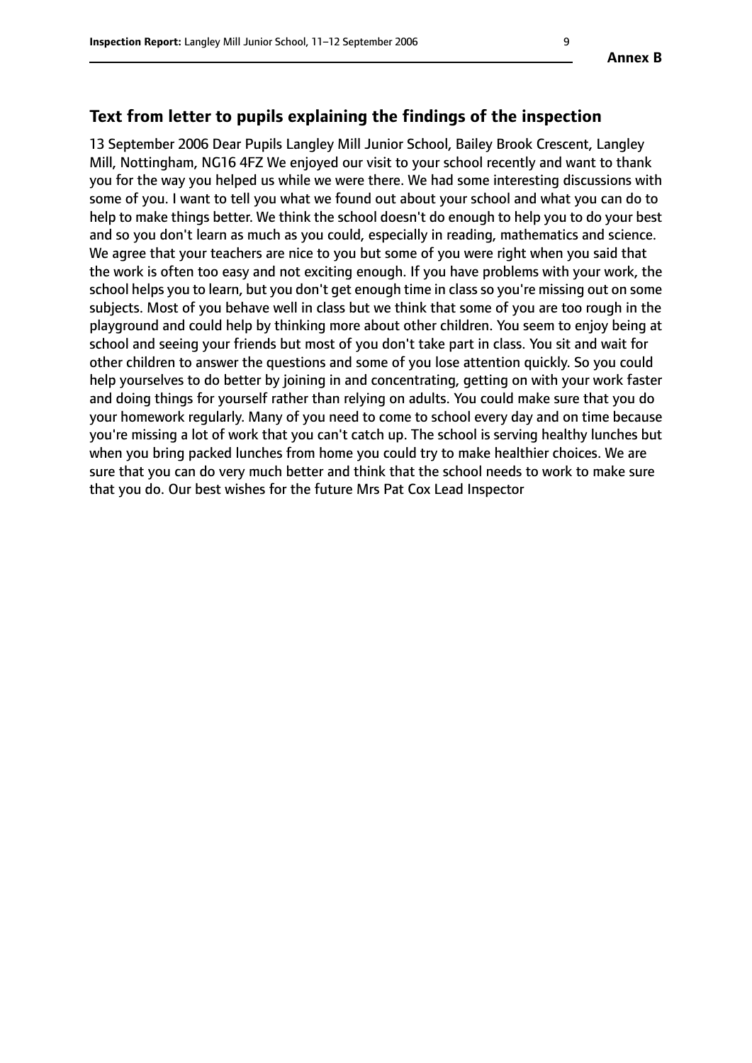## Text from letter to pupils explaining the findings of the inspection

13 September 2006 Dear Pupils Langley Mill Junior School, Bailey Brook Crescent, Langley Mill, Nottingham, NG16 4FZ We enjoyed our visit to your school recently and want to thank you for the way you helped us while we were there. We had some interesting discussions with some of you. I want to tell you what we found out about your school and what you can do to help to make things better. We think the school doesn't do enough to help you to do your best and so you don't learn as much as you could, especially in reading, mathematics and science. We agree that your teachers are nice to you but some of you were right when you said that the work is often too easy and not exciting enough. If you have problems with your work, the school helps you to learn, but you don't get enough time in class so you're missing out on some subjects. Most of you behave well in class but we think that some of you are too rough in the playground and could help by thinking more about other children. You seem to enjoy being at school and seeing your friends but most of you don't take part in class. You sit and wait for other children to answer the questions and some of you lose attention quickly. So you could help yourselves to do better by joining in and concentrating, getting on with your work faster and doing things for yourself rather than relying on adults. You could make sure that you do your homework regularly. Many of you need to come to school every day and on time because you're missing a lot of work that you can't catch up. The school is serving healthy lunches but when you bring packed lunches from home you could try to make healthier choices. We are sure that you can do very much better and think that the school needs to work to make sure that you do. Our best wishes for the future Mrs Pat Cox Lead Inspector